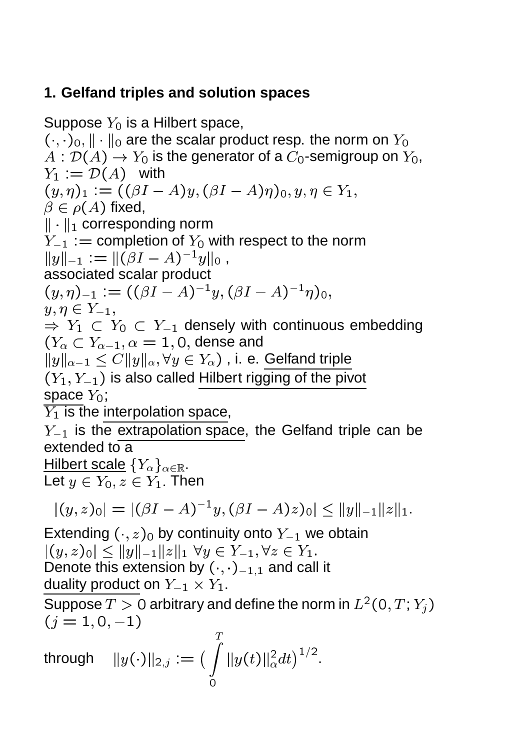## 1. Gelfand triples and solution spaces

Suppose $Y_0$ is a Hilbert space,
$(\cdot,\cdot)_0, \|\cdot\|_0$ are the scalar product resp. the norm on $Y_0$
$A : \mathcal{D}(A) \to Y_0$ is the generator of a $C_0$-semigroup on $Y_0$,
$Y_1 := \mathcal{D}(A)$ with
$(y,\eta)_1 := ((\beta I - A)y, (\beta I - A)\eta)_0, y, \eta \in Y_1,$
$\beta \in \rho(A)$ fixed,
$\|\cdot\|_1$ corresponding norm
$Y_{-1} :=$ completion of $Y_0$ with respect to the norm
$\|y\|_{-1} := \|(\beta I - A)^{-1}y\|_0$ ,
associated scalar product
$(y,\eta)_{-1} := ((\beta I - A)^{-1}y, (\beta I - A)^{-1}\eta)_0,$
$y, \eta \in Y_{-1},$
$\Rightarrow Y_1 \subset Y_0 \subset Y_{-1}$ densely with continuous embedding
$(Y_\alpha \subset Y_{\alpha-1}, \alpha = 1, 0$, dense and
$\|y\|_{\alpha-1} \leq C\|y\|_\alpha, \forall y \in Y_\alpha)$ , i. e. Gelfand triple
$(Y_1, Y_{-1})$ is also called Hilbert rigging of the pivot space $Y_0$;
$Y_1$ is the interpolation space,
$Y_{-1}$ is the extrapolation space, the Gelfand triple can be extended to a
Hilbert scale $\{Y_\alpha\}_{\alpha\in\mathbb{R}}$.
Let $y \in Y_0, z \in Y_1$. Then

$$|(y,z)_0| = |(\beta I - A)^{-1}y, (\beta I - A)z)_0| \leq \|y\|_{-1}\|z\|_1.$$

Extending $(\cdot, z)_0$ by continuity onto $Y_{-1}$ we obtain
$|(y,z)_0| \leq \|y\|_{-1}\|z\|_1 \ \forall y \in Y_{-1}, \forall z \in Y_1.$
Denote this extension by $(\cdot,\cdot)_{-1,1}$ and call it
duality product on $Y_{-1} \times Y_1$.
Suppose $T > 0$ arbitrary and define the norm in $L^2(0,T;Y_j)$ $(j = 1, 0, -1)$

through $\quad \|y(\cdot)\|_{2,j} := \big(\int\limits_0^T \|y(t)\|_\alpha^2 dt\big)^{1/2}.$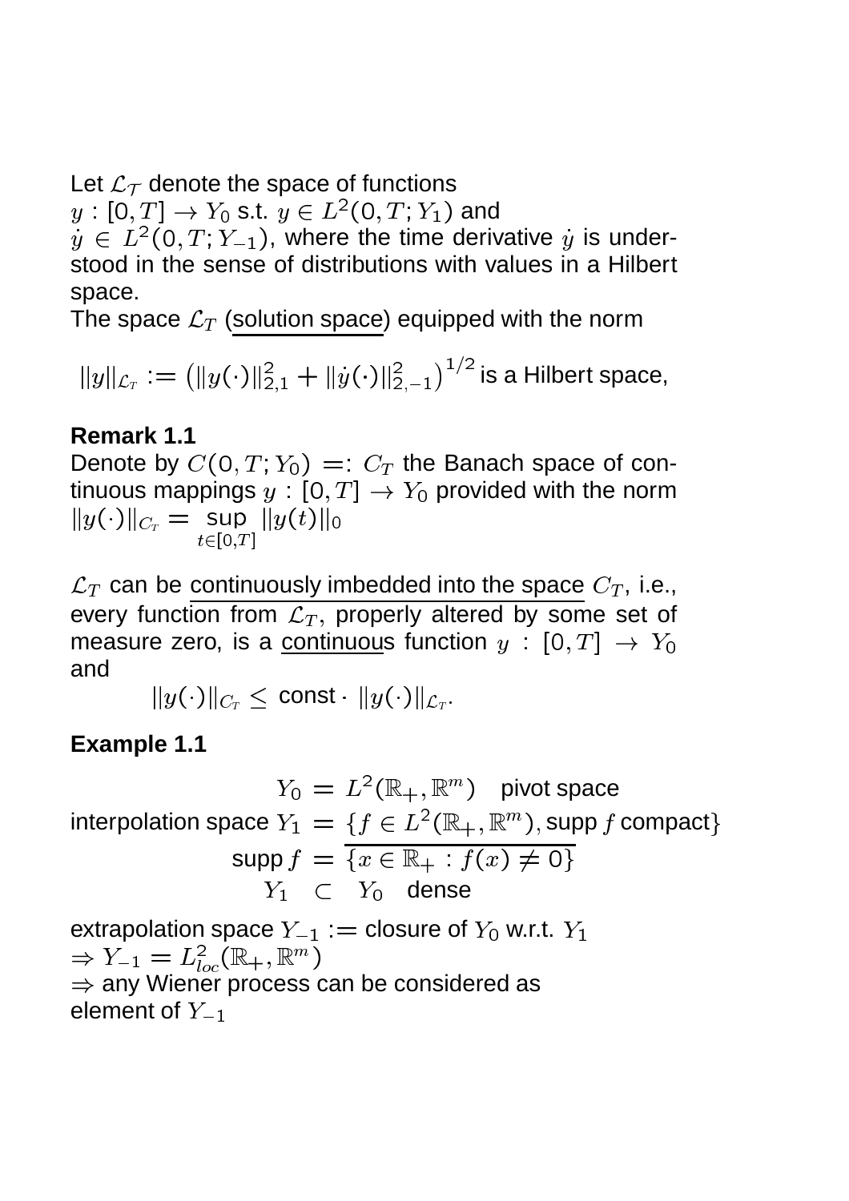Let $\mathcal{L}_T$ denote the space of functions
$y : [0,T] \to Y_0$ s.t. $y \in L^2(0,T;Y_1)$ and
$\dot{y} \in L^2(0,T;Y_{-1})$, where the time derivative $\dot{y}$ is understood in the sense of distributions with values in a Hilbert space.
The space $\mathcal{L}_T$ (solution space) equipped with the norm

$$\|y\|_{\mathcal{L}_T} := \left(\|y(\cdot)\|_{2,1}^2 + \|\dot{y}(\cdot)\|_{2,-1}^2\right)^{1/2} \text{ is a Hilbert space,}$$

**Remark 1.1**

Denote by $C(0,T;Y_0) =: C_T$ the Banach space of continuous mappings $y : [0,T] \to Y_0$ provided with the norm $\|y(\cdot)\|_{C_T} = \sup\limits_{t \in [0,T]} \|y(t)\|_0$

$\mathcal{L}_T$ can be continuously imbedded into the space $C_T$, i.e., every function from $\mathcal{L}_T$, properly altered by some set of measure zero, is a continuous function $y : [0,T] \to Y_0$ and

$$\|y(\cdot)\|_{C_T} \leq \text{const} \cdot \|y(\cdot)\|_{\mathcal{L}_T}.$$

**Example 1.1**

$$Y_0 = L^2(\mathbb{R}_+, \mathbb{R}^m) \quad \text{pivot space}$$

$$\text{interpolation space } Y_1 = \{f \in L^2(\mathbb{R}_+, \mathbb{R}^m), \text{supp}\, f \text{ compact}\}$$

$$\text{supp}\, f = \overline{\{x \in \mathbb{R}_+ : f(x) \neq 0\}}$$

$$Y_1 \subset Y_0 \quad \text{dense}$$

extrapolation space $Y_{-1} :=$ closure of $Y_0$ w.r.t. $Y_1$
$\Rightarrow Y_{-1} = L^2_{loc}(\mathbb{R}_+, \mathbb{R}^m)$
$\Rightarrow$ any Wiener process can be considered as element of $Y_{-1}$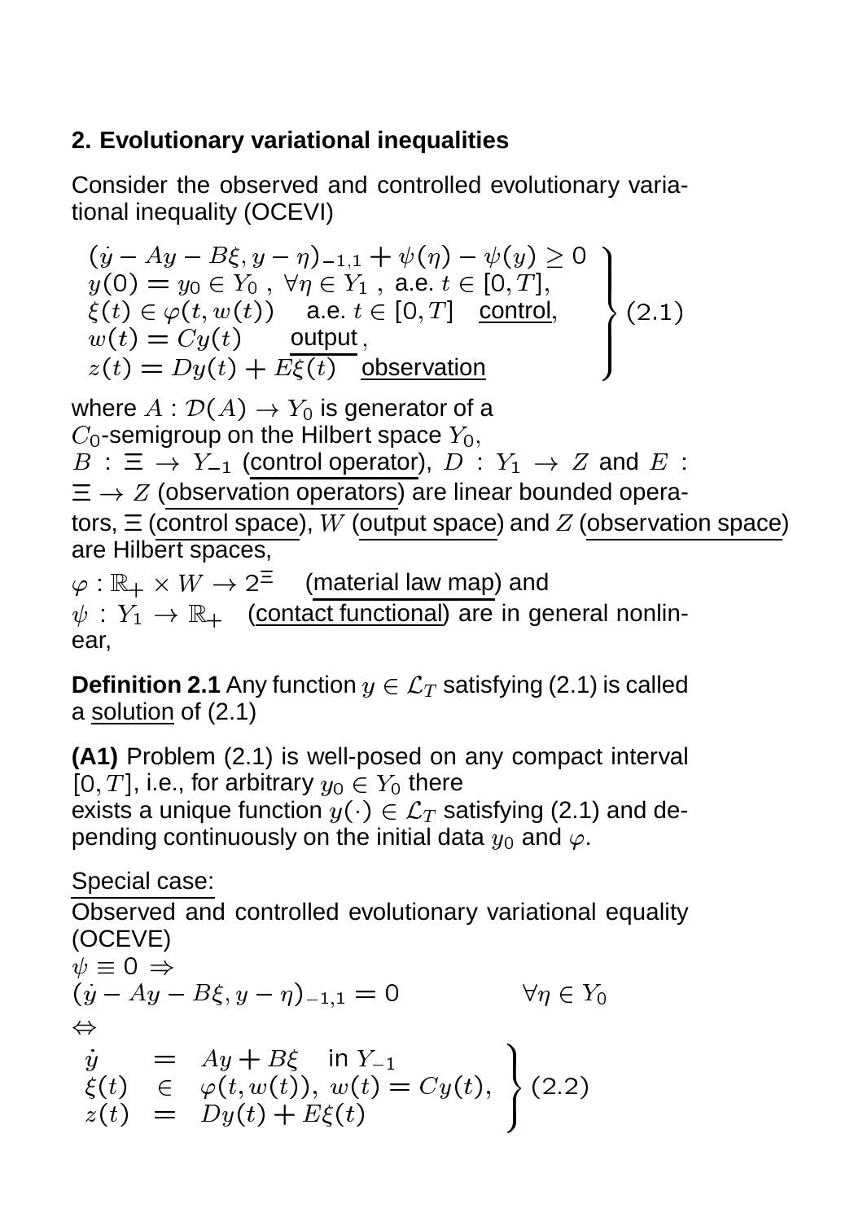## 2. Evolutionary variational inequalities

Consider the observed and controlled evolutionary variational inequality (OCEVI)

$$\left.\begin{array}{l}(\dot{y} - Ay - B\xi, y - \eta)_{-1,1} + \psi(\eta) - \psi(y) \geq 0 \\ y(0) = y_0 \in Y_0\ ,\ \forall \eta \in Y_1\ ,\ \text{a.e. } t \in [0,T], \\ \xi(t) \in \varphi(t, w(t)) \quad \text{a.e. } t \in [0,T] \quad \underline{\text{control}}, \\ w(t) = Cy(t) \qquad \underline{\text{output}}\,, \\ z(t) = Dy(t) + E\xi(t) \quad \underline{\text{observation}}\end{array}\right\} (2.1)$$

where $A : \mathcal{D}(A) \to Y_0$ is generator of a $C_0$-semigroup on the Hilbert space $Y_0$,
$B : \Xi \to Y_{-1}$ (control operator), $D : Y_1 \to Z$ and $E : \Xi \to Z$ (observation operators) are linear bounded operators, $\Xi$ (control space), $W$ (output space) and $Z$ (observation space) are Hilbert spaces,
$\varphi : \mathbb{R}_+ \times W \to 2^{\Xi}$ (material law map) and
$\psi : Y_1 \to \mathbb{R}_+$ (contact functional) are in general nonlinear,

**Definition 2.1** Any function $y \in \mathcal{L}_T$ satisfying (2.1) is called a solution of (2.1)

**(A1)** Problem (2.1) is well-posed on any compact interval $[0,T]$, i.e., for arbitrary $y_0 \in Y_0$ there exists a unique function $y(\cdot) \in \mathcal{L}_T$ satisfying (2.1) and depending continuously on the initial data $y_0$ and $\varphi$.

Special case:
Observed and controlled evolutionary variational equality (OCEVE)

$\psi \equiv 0 \Rightarrow$

$$(\dot{y} - Ay - B\xi, y - \eta)_{-1,1} = 0 \qquad \forall \eta \in Y_0$$

$\Leftrightarrow$

$$\left.\begin{array}{rcl}\dot{y} & = & Ay + B\xi \quad \text{in } Y_{-1} \\ \xi(t) & \in & \varphi(t, w(t)),\ w(t) = Cy(t), \\ z(t) & = & Dy(t) + E\xi(t)\end{array}\right\} (2.2)$$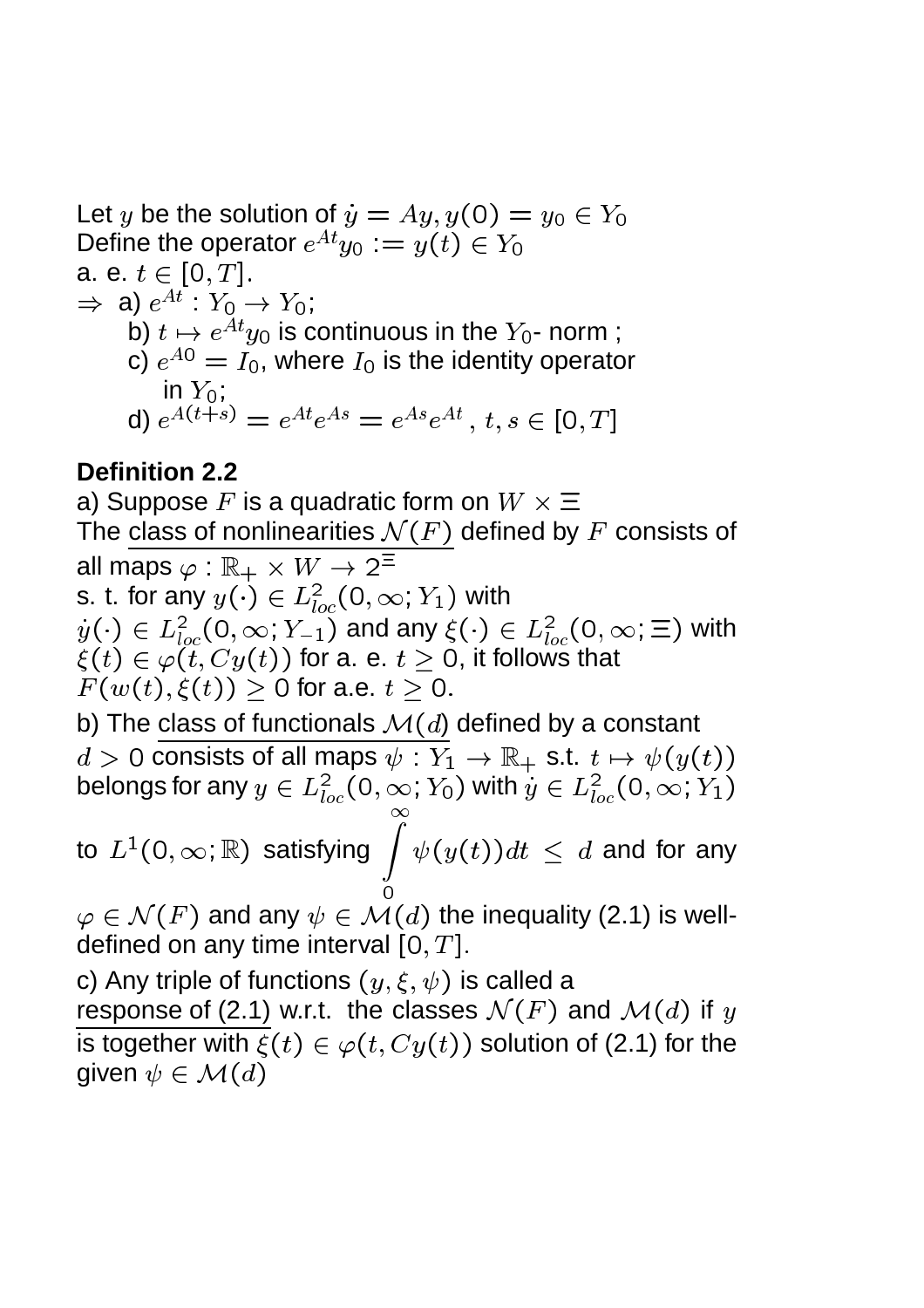Let $y$ be the solution of $\dot{y} = Ay, y(0) = y_0 \in Y_0$
Define the operator $e^{At}y_0 := y(t) \in Y_0$
a. e. $t \in [0, T]$.
$\Rightarrow$ a) $e^{At} : Y_0 \to Y_0$;
  b) $t \mapsto e^{At}y_0$ is continuous in the $Y_0$- norm ;
  c) $e^{A0} = I_0$, where $I_0$ is the identity operator in $Y_0$;
  d) $e^{A(t+s)} = e^{At}e^{As} = e^{As}e^{At}$, $t, s \in [0, T]$

**Definition 2.2**

a) Suppose $F$ is a quadratic form on $W \times \Xi$
The class of nonlinearities $\mathcal{N}(F)$ defined by $F$ consists of all maps $\varphi : \mathbb{R}_+ \times W \to 2^{\Xi}$
s. t. for any $y(\cdot) \in L^2_{loc}(0, \infty; Y_1)$ with $\dot{y}(\cdot) \in L^2_{loc}(0, \infty; Y_{-1})$ and any $\xi(\cdot) \in L^2_{loc}(0, \infty; \Xi)$ with $\xi(t) \in \varphi(t, Cy(t))$ for a. e. $t \geq 0$, it follows that $F(w(t), \xi(t)) \geq 0$ for a.e. $t \geq 0$.

b) The class of functionals $\mathcal{M}(d)$ defined by a constant $d > 0$ consists of all maps $\psi : Y_1 \to \mathbb{R}_+$ s.t. $t \mapsto \psi(y(t))$ belongs for any $y \in L^2_{loc}(0, \infty; Y_0)$ with $\dot{y} \in L^2_{loc}(0, \infty; Y_1)$ to $L^1(0, \infty; \mathbb{R})$ satisfying $\int\limits_0^\infty \psi(y(t))dt \leq d$ and for any $\varphi \in \mathcal{N}(F)$ and any $\psi \in \mathcal{M}(d)$ the inequality (2.1) is well-defined on any time interval $[0, T]$.

c) Any triple of functions $(y, \xi, \psi)$ is called a response of (2.1) w.r.t. the classes $\mathcal{N}(F)$ and $\mathcal{M}(d)$ if $y$ is together with $\xi(t) \in \varphi(t, Cy(t))$ solution of (2.1) for the given $\psi \in \mathcal{M}(d)$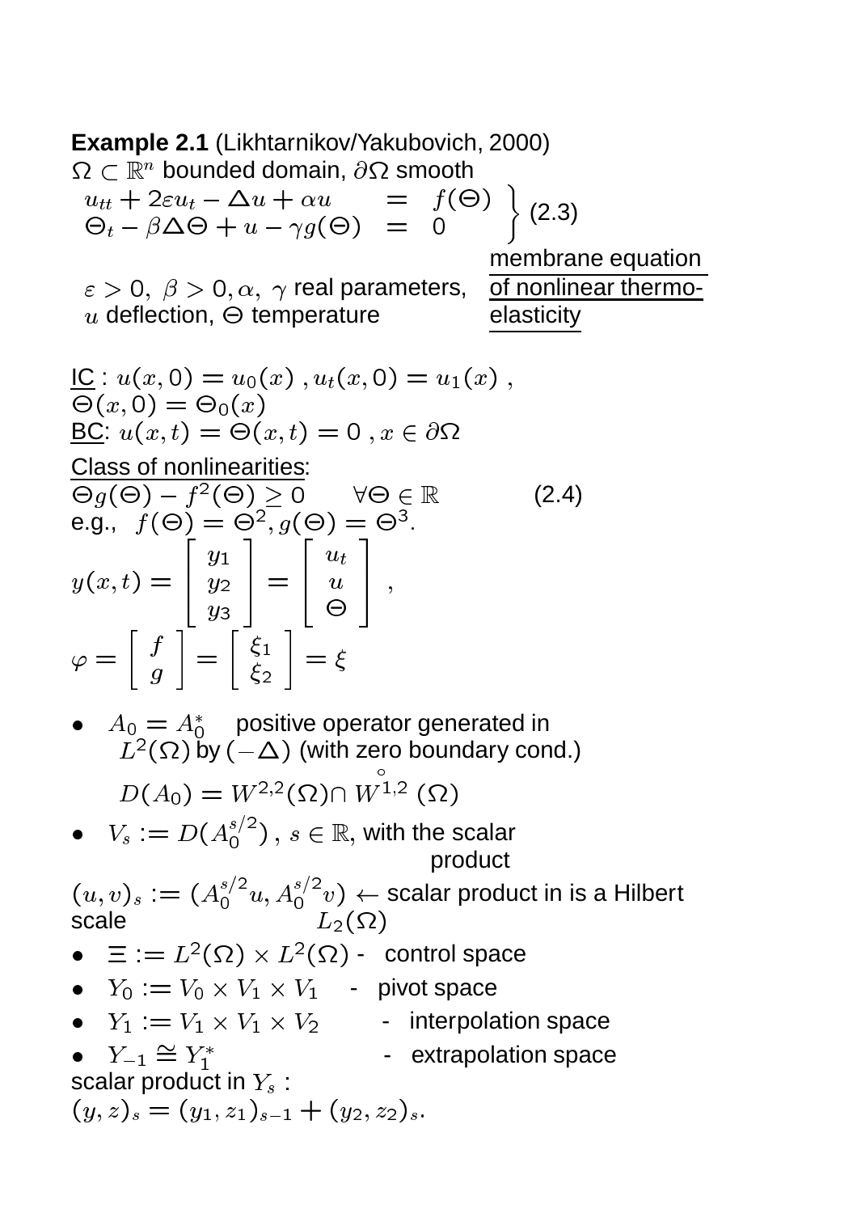**Example 2.1** (Likhtarnikov/Yakubovich, 2000)

$\Omega \subset \mathbb{R}^n$ bounded domain, $\partial\Omega$ smooth

$$\left.\begin{array}{rcl} u_{tt} + 2\varepsilon u_t - \Delta u + \alpha u & = & f(\Theta) \\ \Theta_t - \beta\Delta\Theta + u - \gamma g(\Theta) & = & 0 \end{array}\right\} \quad (2.3)$$

<u>membrane equation of nonlinear thermo-elasticity</u>

$\varepsilon > 0,\ \beta > 0, \alpha,\ \gamma$ real parameters, $u$ deflection, $\Theta$ temperature

<u>IC</u> : $u(x,0) = u_0(x)\ , u_t(x,0) = u_1(x)\ ,$
$\Theta(x,0) = \Theta_0(x)$

<u>BC</u>: $u(x,t) = \Theta(x,t) = 0\ , x \in \partial\Omega$

<u>Class of nonlinearities</u>:

$$\Theta g(\Theta) - f^2(\Theta) \geq 0 \qquad \forall\Theta \in \mathbb{R} \qquad (2.4)$$

e.g., $f(\Theta) = \Theta^2, g(\Theta) = \Theta^3$.

$$y(x,t) = \begin{bmatrix} y_1 \\ y_2 \\ y_3 \end{bmatrix} = \begin{bmatrix} u_t \\ u \\ \Theta \end{bmatrix} ,$$

$$\varphi = \begin{bmatrix} f \\ g \end{bmatrix} = \begin{bmatrix} \xi_1 \\ \xi_2 \end{bmatrix} = \xi$$

- $A_0 = A_0^*$ positive operator generated in $L^2(\Omega)$ by $(-\Delta)$ (with zero boundary cond.)

  $D(A_0) = W^{2,2}(\Omega) \cap \overset{\circ}{W}{}^{1,2}(\Omega)$

- $V_s := D(A_0^{s/2})\ , s \in \mathbb{R}$, with the scalar product

$(u,v)_s := (A_0^{s/2}u, A_0^{s/2}v) \leftarrow$ scalar product in is a Hilbert scale $L_2(\Omega)$

- $\Xi := L^2(\Omega) \times L^2(\Omega)$ - control space
- $Y_0 := V_0 \times V_1 \times V_1$ - pivot space
- $Y_1 := V_1 \times V_1 \times V_2$ - interpolation space
- $Y_{-1} \cong Y_1^*$ - extrapolation space

scalar product in $Y_s$ :

$(y,z)_s = (y_1,z_1)_{s-1} + (y_2,z_2)_s$.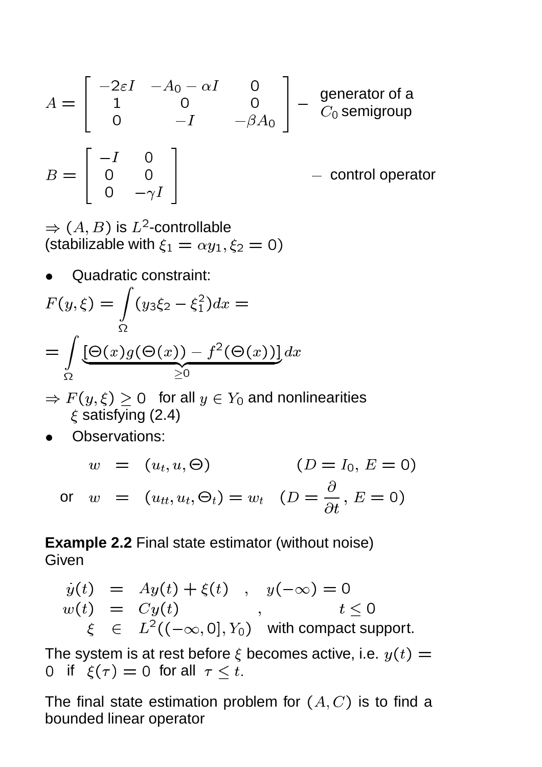$$A = \begin{bmatrix} -2\varepsilon I & -A_0 - \alpha I & 0 \\ 1 & 0 & 0 \\ 0 & -I & -\beta A_0 \end{bmatrix} \quad \text{– generator of a } C_0 \text{ semigroup}$$

$$B = \begin{bmatrix} -I & 0 \\ 0 & 0 \\ 0 & -\gamma I \end{bmatrix} \quad \text{– control operator}$$

$\Rightarrow (A, B)$ is $L^2$-controllable (stabilizable with $\xi_1 = \alpha y_1, \xi_2 = 0$)

- Quadratic constraint:

$$F(y, \xi) = \int_\Omega (y_3 \xi_2 - \xi_1^2) dx =$$

$$= \int_\Omega \underbrace{[\Theta(x) g(\Theta(x)) - f^2(\Theta(x))]}_{\geq 0} dx$$

$\Rightarrow F(y, \xi) \geq 0$ for all $y \in Y_0$ and nonlinearities $\xi$ satisfying (2.4)

- Observations:

$$\begin{aligned} w &= (u_t, u, \Theta) && (D = I_0,\ E = 0) \\ \text{or} \quad w &= (u_{tt}, u_t, \Theta_t) = w_t && (D = \frac{\partial}{\partial t},\ E = 0) \end{aligned}$$

**Example 2.2** Final state estimator (without noise)
Given

$$\begin{aligned} \dot{y}(t) &= Ay(t) + \xi(t) \quad , \quad y(-\infty) = 0 \\ w(t) &= Cy(t) \quad , \quad t \leq 0 \\ \xi &\in L^2((-\infty, 0], Y_0) \quad \text{with compact support.} \end{aligned}$$

The system is at rest before $\xi$ becomes active, i.e. $y(t) = 0$ if $\xi(\tau) = 0$ for all $\tau \leq t$.

The final state estimation problem for $(A, C)$ is to find a bounded linear operator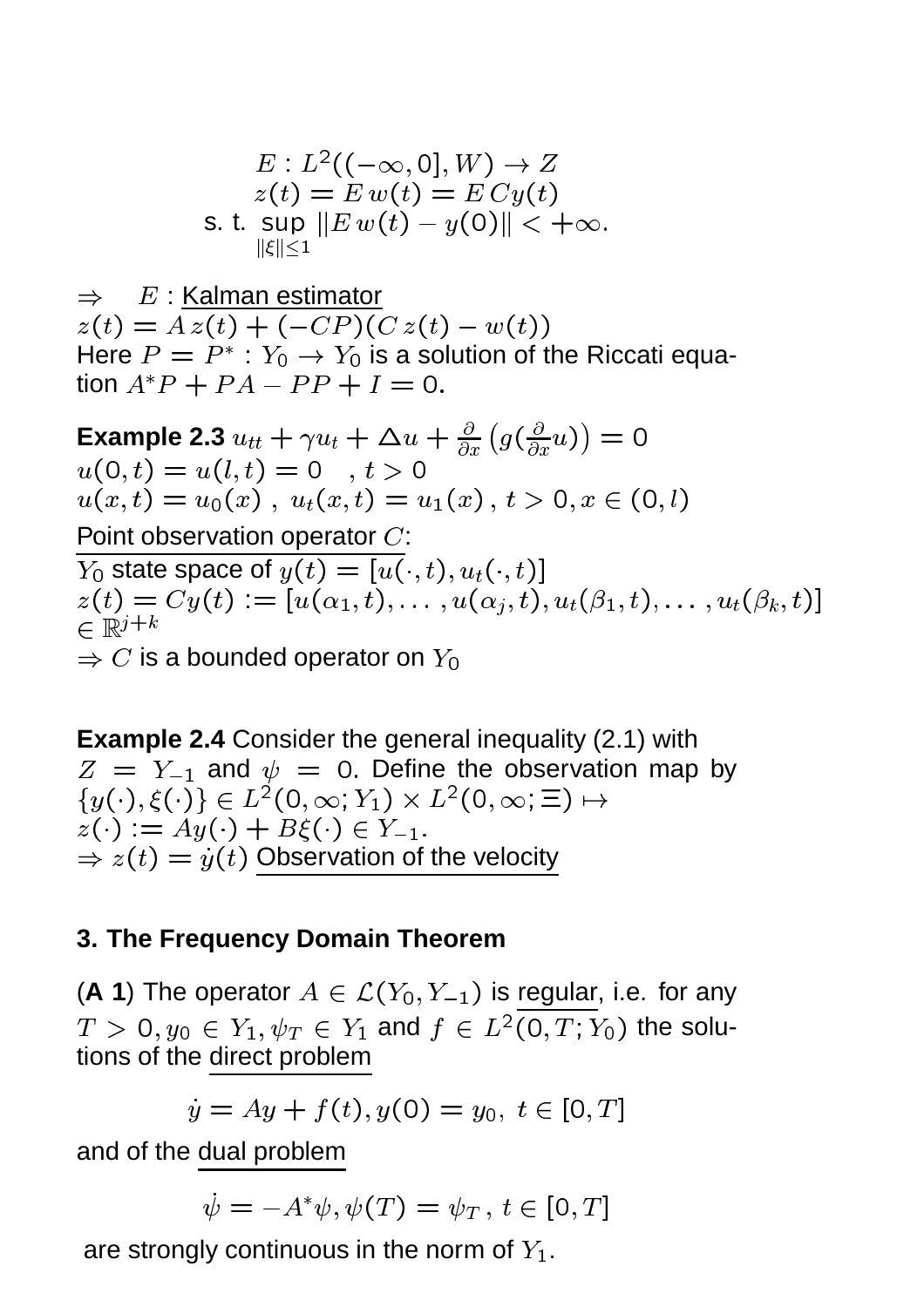$$
\begin{gathered}
E : L^2((-\infty, 0], W) \to Z \\
z(t) = E\, w(t) = E\, Cy(t) \\
\text{s. t. } \sup_{\|\xi\| \le 1} \|E\, w(t) - y(0)\| < +\infty.
\end{gathered}
$$

$\Rightarrow \quad E$ : Kalman estimator
$z(t) = A\, z(t) + (-CP)(C\, z(t) - w(t))$
Here $P = P^* : Y_0 \to Y_0$ is a solution of the Riccati equation $A^*P + PA - PP + I = 0$.

**Example 2.3** $u_{tt} + \gamma u_t + \Delta u + \frac{\partial}{\partial x}\left(g(\frac{\partial}{\partial x}u)\right) = 0$
$u(0,t) = u(l,t) = 0 \quad , t > 0$
$u(x,t) = u_0(x)\ ,\ u_t(x,t) = u_1(x)\ ,\ t > 0, x \in (0,l)$

Point observation operator $C$:
$Y_0$ state space of $y(t) = [u(\cdot,t), u_t(\cdot,t)]$
$z(t) = Cy(t) := [u(\alpha_1,t), \ldots, u(\alpha_j,t), u_t(\beta_1,t), \ldots, u_t(\beta_k,t)]$
$\in \mathbb{R}^{j+k}$
$\Rightarrow C$ is a bounded operator on $Y_0$

**Example 2.4** Consider the general inequality (2.1) with $Z = Y_{-1}$ and $\psi = 0$. Define the observation map by $\{y(\cdot), \xi(\cdot)\} \in L^2(0,\infty; Y_1) \times L^2(0,\infty; \Xi) \mapsto$
$z(\cdot) := Ay(\cdot) + B\xi(\cdot) \in Y_{-1}$.
$\Rightarrow z(t) = \dot{y}(t)$ Observation of the velocity

## 3. The Frequency Domain Theorem

(**A 1**) The operator $A \in \mathcal{L}(Y_0, Y_{-1})$ is regular, i.e. for any $T > 0, y_0 \in Y_1, \psi_T \in Y_1$ and $f \in L^2(0,T; Y_0)$ the solutions of the direct problem

$$
\dot{y} = Ay + f(t), y(0) = y_0,\ t \in [0,T]
$$

and of the dual problem

$$
\dot{\psi} = -A^*\psi, \psi(T) = \psi_T\, ,\ t \in [0,T]
$$

are strongly continuous in the norm of $Y_1$.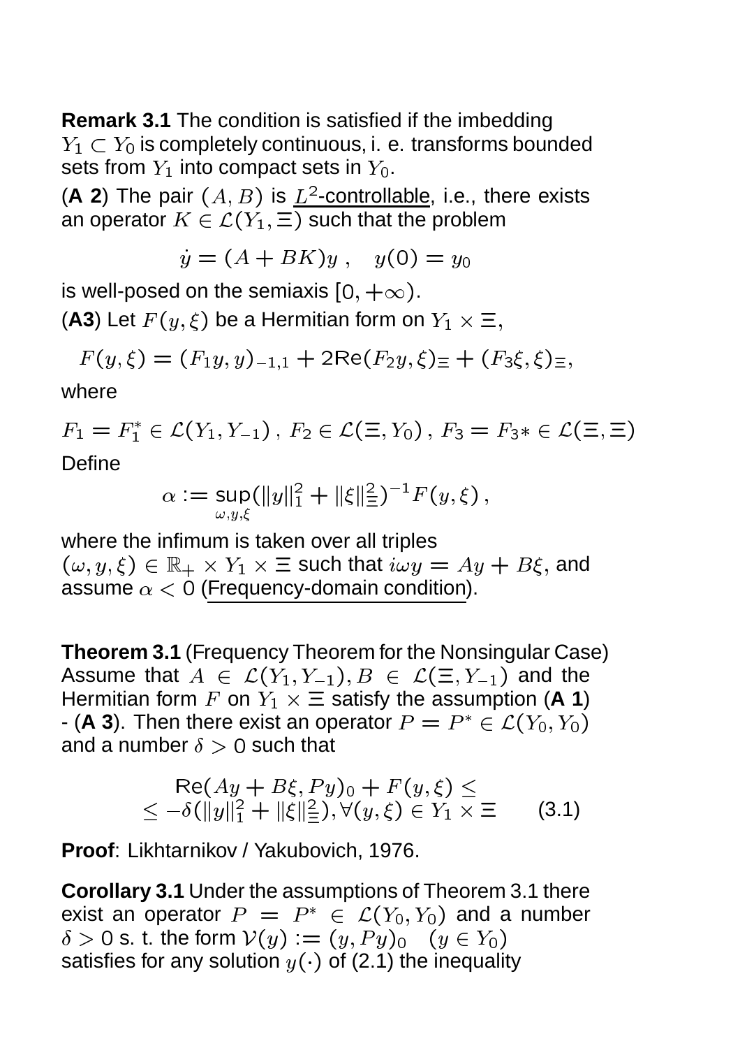**Remark 3.1** The condition is satisfied if the imbedding $Y_1 \subset Y_0$ is completely continuous, i. e. transforms bounded sets from $Y_1$ into compact sets in $Y_0$.

(**A 2**) The pair $(A, B)$ is <u>$L^2$-controllable</u>, i.e., there exists an operator $K \in \mathcal{L}(Y_1, \Xi)$ such that the problem

$$\dot{y} = (A + BK)y \ , \quad y(0) = y_0$$

is well-posed on the semiaxis $[0, +\infty)$.

(**A3**) Let $F(y, \xi)$ be a Hermitian form on $Y_1 \times \Xi$,

$$F(y, \xi) = (F_1 y, y)_{-1,1} + 2\text{Re}(F_2 y, \xi)_\Xi + (F_3 \xi, \xi)_\Xi,$$

where

$$F_1 = F_1^* \in \mathcal{L}(Y_1, Y_{-1}) \, , \, F_2 \in \mathcal{L}(\Xi, Y_0) \, , \, F_3 = F_{3*} \in \mathcal{L}(\Xi, \Xi)$$

Define

$$\alpha := \sup_{\omega, y, \xi}(\|y\|_1^2 + \|\xi\|_\Xi^2)^{-1} F(y, \xi) \, ,$$

where the infimum is taken over all triples $(\omega, y, \xi) \in \mathbb{R}_+ \times Y_1 \times \Xi$ such that $i\omega y = Ay + B\xi$, and assume $\alpha < 0$ (<u>Frequency-domain condition</u>).

**Theorem 3.1** (Frequency Theorem for the Nonsingular Case) Assume that $A \in \mathcal{L}(Y_1, Y_{-1}), B \in \mathcal{L}(\Xi, Y_{-1})$ and the Hermitian form $F$ on $Y_1 \times \Xi$ satisfy the assumption (**A 1**) - (**A 3**). Then there exist an operator $P = P^* \in \mathcal{L}(Y_0, Y_0)$ and a number $\delta > 0$ such that

$$\begin{aligned} &\text{Re}(Ay + B\xi, Py)_0 + F(y, \xi) \leq \\ &\leq -\delta(\|y\|_1^2 + \|\xi\|_\Xi^2), \forall (y, \xi) \in Y_1 \times \Xi \end{aligned} \qquad (3.1)$$

**Proof**: Likhtarnikov / Yakubovich, 1976.

**Corollary 3.1** Under the assumptions of Theorem 3.1 there exist an operator $P = P^* \in \mathcal{L}(Y_0, Y_0)$ and a number $\delta > 0$ s. t. the form $\mathcal{V}(y) := (y, Py)_0 \quad (y \in Y_0)$ satisfies for any solution $y(\cdot)$ of (2.1) the inequality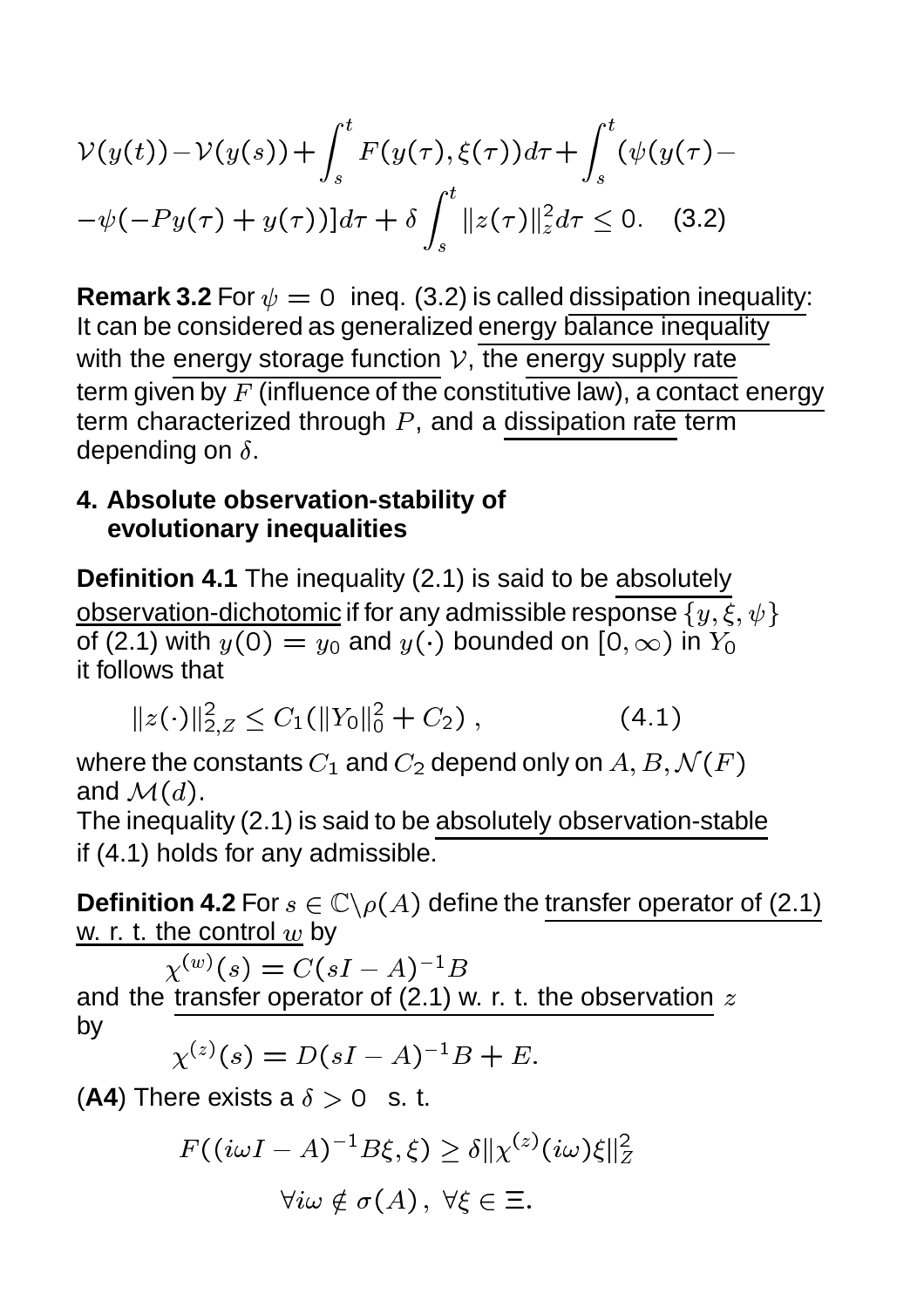$$\mathcal{V}(y(t)) - \mathcal{V}(y(s)) + \int_s^t F(y(\tau), \xi(\tau)) d\tau + \int_s^t (\psi(y(\tau) -$$

$$-\psi(-Py(\tau) + y(\tau))] d\tau + \delta \int_s^t \|z(\tau)\|_z^2 d\tau \leq 0. \quad (3.2)$$

**Remark 3.2** For $\psi = 0$ ineq. (3.2) is called dissipation inequality: It can be considered as generalized energy balance inequality with the energy storage function $\mathcal{V}$, the energy supply rate term given by $F$ (influence of the constitutive law), a contact energy term characterized through $P$, and a dissipation rate term depending on $\delta$.

## 4. Absolute observation-stability of evolutionary inequalities

**Definition 4.1** The inequality (2.1) is said to be absolutely observation-dichotomic if for any admissible response $\{y, \xi, \psi\}$ of (2.1) with $y(0) = y_0$ and $y(\cdot)$ bounded on $[0, \infty)$ in $Y_0$ it follows that

$$\|z(\cdot)\|_{2,Z}^2 \leq C_1(\|Y_0\|_0^2 + C_2) \,, \quad (4.1)$$

where the constants $C_1$ and $C_2$ depend only on $A, B, \mathcal{N}(F)$ and $\mathcal{M}(d)$.
The inequality (2.1) is said to be absolutely observation-stable if (4.1) holds for any admissible.

**Definition 4.2** For $s \in \mathbb{C} \backslash \rho(A)$ define the transfer operator of (2.1) w. r. t. the control $w$ by

$$\chi^{(w)}(s) = C(sI - A)^{-1} B$$

and the transfer operator of (2.1) w. r. t. the observation $z$ by

$$\chi^{(z)}(s) = D(sI - A)^{-1} B + E.$$

(**A4**) There exists a $\delta > 0$ s. t.

$$F((i\omega I - A)^{-1} B\xi, \xi) \geq \delta \|\chi^{(z)}(i\omega)\xi\|_Z^2$$

$$\forall i\omega \notin \sigma(A) \,, \; \forall \xi \in \Xi.$$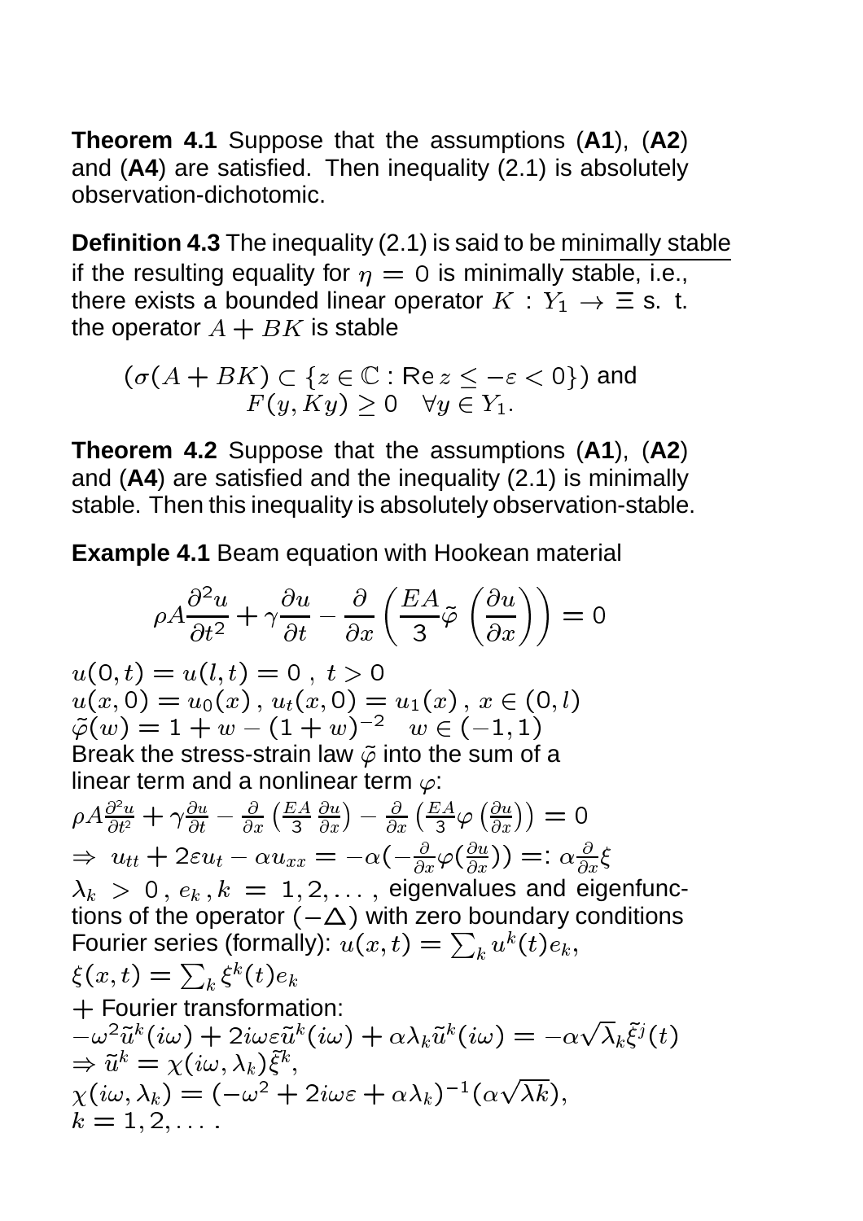**Theorem 4.1** Suppose that the assumptions (**A1**), (**A2**) and (**A4**) are satisfied. Then inequality (2.1) is absolutely observation-dichotomic.

**Definition 4.3** The inequality (2.1) is said to be minimally stable if the resulting equality for $\eta = 0$ is minimally stable, i.e., there exists a bounded linear operator $K : Y_1 \to \Xi$ s. t. the operator $A + BK$ is stable

$$(\sigma(A + BK) \subset \{z \in \mathbb{C} : \text{Re}\, z \leq -\varepsilon < 0\}) \text{ and}$$
$$F(y, Ky) \geq 0 \quad \forall y \in Y_1.$$

**Theorem 4.2** Suppose that the assumptions (**A1**), (**A2**) and (**A4**) are satisfied and the inequality (2.1) is minimally stable. Then this inequality is absolutely observation-stable.

**Example 4.1** Beam equation with Hookean material

$$\rho A \frac{\partial^2 u}{\partial t^2} + \gamma \frac{\partial u}{\partial t} - \frac{\partial}{\partial x}\left(\frac{EA}{3} \tilde{\varphi}\left(\frac{\partial u}{\partial x}\right)\right) = 0$$

$u(0,t) = u(l,t) = 0\ ,\ t > 0$
$u(x,0) = u_0(x)\, ,\, u_t(x,0) = u_1(x)\, ,\, x \in (0,l)$
$\tilde{\varphi}(w) = 1 + w - (1+w)^{-2} \quad w \in (-1,1)$
Break the stress-strain law $\tilde{\varphi}$ into the sum of a linear term and a nonlinear term $\varphi$:
$\rho A \frac{\partial^2 u}{\partial t^2} + \gamma \frac{\partial u}{\partial t} - \frac{\partial}{\partial x}\left(\frac{EA}{3}\frac{\partial u}{\partial x}\right) - \frac{\partial}{\partial x}\left(\frac{EA}{3}\varphi\left(\frac{\partial u}{\partial x}\right)\right) = 0$
$\Rightarrow\ u_{tt} + 2\varepsilon u_t - \alpha u_{xx} = -\alpha(-\frac{\partial}{\partial x}\varphi(\frac{\partial u}{\partial x})) =: \alpha \frac{\partial}{\partial x}\xi$
$\lambda_k > 0\, ,\, e_k\, ,\, k = 1, 2, \ldots$ , eigenvalues and eigenfunctions of the operator $(-\Delta)$ with zero boundary conditions
Fourier series (formally): $u(x,t) = \sum_k u^k(t) e_k$,
$\xi(x,t) = \sum_k \xi^k(t) e_k$
$+$ Fourier transformation:
$-\omega^2 \tilde{u}^k(i\omega) + 2i\omega\varepsilon \tilde{u}^k(i\omega) + \alpha\lambda_k \tilde{u}^k(i\omega) = -\alpha\sqrt{\lambda_k}\tilde{\xi}^j(t)$
$\Rightarrow \tilde{u}^k = \chi(i\omega, \lambda_k)\tilde{\xi}^k$,
$\chi(i\omega, \lambda_k) = (-\omega^2 + 2i\omega\varepsilon + \alpha\lambda_k)^{-1}(\alpha\sqrt{\lambda k})$,
$k = 1, 2, \ldots$ .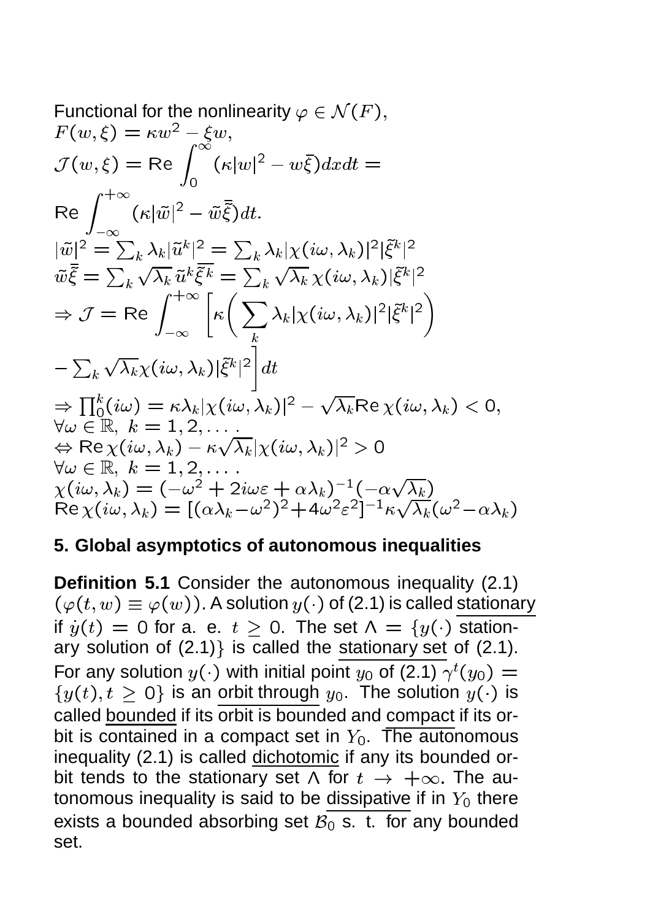Functional for the nonlinearity $\varphi \in \mathcal{N}(F)$,
$F(w,\xi) = \kappa w^2 - \xi w$,
$\mathcal{J}(w,\xi) = \text{Re} \int_0^\infty (\kappa |w|^2 - w\bar{\xi}) dx dt =$
$\text{Re} \int_{-\infty}^{+\infty} (\kappa |\tilde{w}|^2 - \tilde{w}\bar{\tilde{\xi}}) dt.$
$|\tilde{w}|^2 = \sum_k \lambda_k |\tilde{u}^k|^2 = \sum_k \lambda_k |\chi(i\omega, \lambda_k)|^2 |\tilde{\xi}^k|^2$
$\tilde{w}\bar{\tilde{\xi}} = \sum_k \sqrt{\lambda_k}\, \tilde{u}^k \overline{\tilde{\xi}^k} = \sum_k \sqrt{\lambda_k}\, \chi(i\omega, \lambda_k) |\tilde{\xi}^k|^2$
$\Rightarrow \mathcal{J} = \text{Re} \int_{-\infty}^{+\infty} \Bigg[ \kappa \bigg( \sum_k \lambda_k |\chi(i\omega, \lambda_k)|^2 |\tilde{\xi}^k|^2 \bigg)$
$- \sum_k \sqrt{\lambda_k} \chi(i\omega, \lambda_k) |\tilde{\xi}^k|^2 \Bigg] dt$
$\Rightarrow \prod_0^k (i\omega) = \kappa \lambda_k |\chi(i\omega, \lambda_k)|^2 - \sqrt{\lambda_k} \text{Re}\, \chi(i\omega, \lambda_k) < 0,$
$\forall \omega \in \mathbb{R},\ k = 1, 2, \dots .$
$\Leftrightarrow \text{Re}\, \chi(i\omega, \lambda_k) - \kappa \sqrt{\lambda_k} |\chi(i\omega, \lambda_k)|^2 > 0$
$\forall \omega \in \mathbb{R},\ k = 1, 2, \dots .$
$\chi(i\omega, \lambda_k) = (-\omega^2 + 2i\omega\varepsilon + \alpha\lambda_k)^{-1}(-\alpha\sqrt{\lambda_k})$
$\text{Re}\, \chi(i\omega, \lambda_k) = [(\alpha\lambda_k - \omega^2)^2 + 4\omega^2\varepsilon^2]^{-1} \kappa \sqrt{\lambda_k} (\omega^2 - \alpha\lambda_k)$

## 5. Global asymptotics of autonomous inequalities

**Definition 5.1** Consider the autonomous inequality (2.1) $(\varphi(t,w) \equiv \varphi(w))$. A solution $y(\cdot)$ of (2.1) is called stationary if $\dot{y}(t) = 0$ for a. e. $t \geq 0$. The set $\Lambda = \{y(\cdot)$ stationary solution of (2.1)$\}$ is called the stationary set of (2.1). For any solution $y(\cdot)$ with initial point $y_0$ of (2.1) $\gamma^t(y_0) = \{y(t), t \geq 0\}$ is an orbit through $y_0$. The solution $y(\cdot)$ is called bounded if its orbit is bounded and compact if its orbit is contained in a compact set in $Y_0$. The autonomous inequality (2.1) is called dichotomic if any its bounded orbit tends to the stationary set $\Lambda$ for $t \to +\infty$. The autonomous inequality is said to be dissipative if in $Y_0$ there exists a bounded absorbing set $\mathcal{B}_0$ s. t. for any bounded set.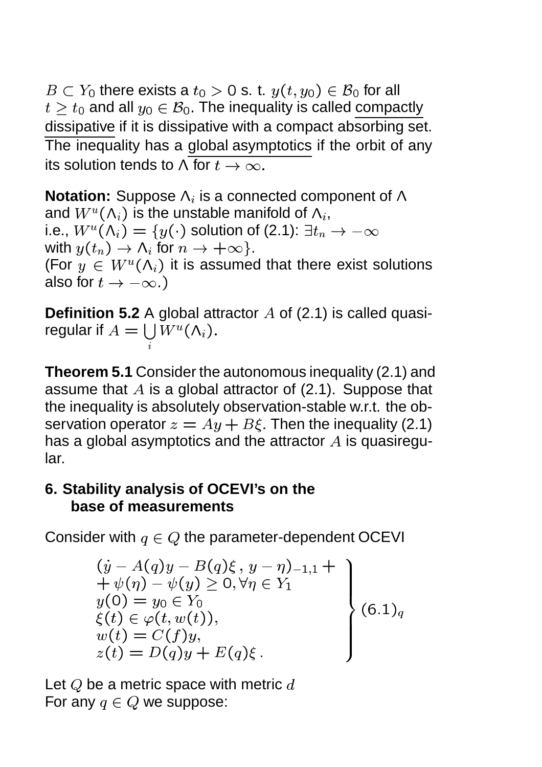$B \subset Y_0$ there exists a $t_0 > 0$ s. t. $y(t, y_0) \in \mathcal{B}_0$ for all $t \geq t_0$ and all $y_0 \in \mathcal{B}_0$. The inequality is called compactly dissipative if it is dissipative with a compact absorbing set. The inequality has a global asymptotics if the orbit of any its solution tends to $\Lambda$ for $t \to \infty$.

**Notation:** Suppose $\Lambda_i$ is a connected component of $\Lambda$ and $W^u(\Lambda_i)$ is the unstable manifold of $\Lambda_i$, i.e., $W^u(\Lambda_i) = \{y(\cdot)$ solution of (2.1): $\exists t_n \to -\infty$ with $y(t_n) \to \Lambda_i$ for $n \to +\infty\}$.
(For $y \in W^u(\Lambda_i)$ it is assumed that there exist solutions also for $t \to -\infty$.)

**Definition 5.2** A global attractor $A$ of (2.1) is called quasiregular if $A = \bigcup\limits_i W^u(\Lambda_i)$.

**Theorem 5.1** Consider the autonomous inequality (2.1) and assume that $A$ is a global attractor of (2.1). Suppose that the inequality is absolutely observation-stable w.r.t. the observation operator $z = Ay + B\xi$. Then the inequality (2.1) has a global asymptotics and the attractor $A$ is quasiregular.

## 6. Stability analysis of OCEVI's on the base of measurements

Consider with $q \in Q$ the parameter-dependent OCEVI

$$\left.\begin{array}{l}(\dot{y} - A(q)y - B(q)\xi\,,\, y - \eta)_{-1,1} + \\ + \psi(\eta) - \psi(y) \geq 0, \forall \eta \in Y_1 \\ y(0) = y_0 \in Y_0 \\ \xi(t) \in \varphi(t, w(t)), \\ w(t) = C(f)y, \\ z(t) = D(q)y + E(q)\xi\,. \end{array}\right\} (6.1)_q$$

Let $Q$ be a metric space with metric $d$
For any $q \in Q$ we suppose: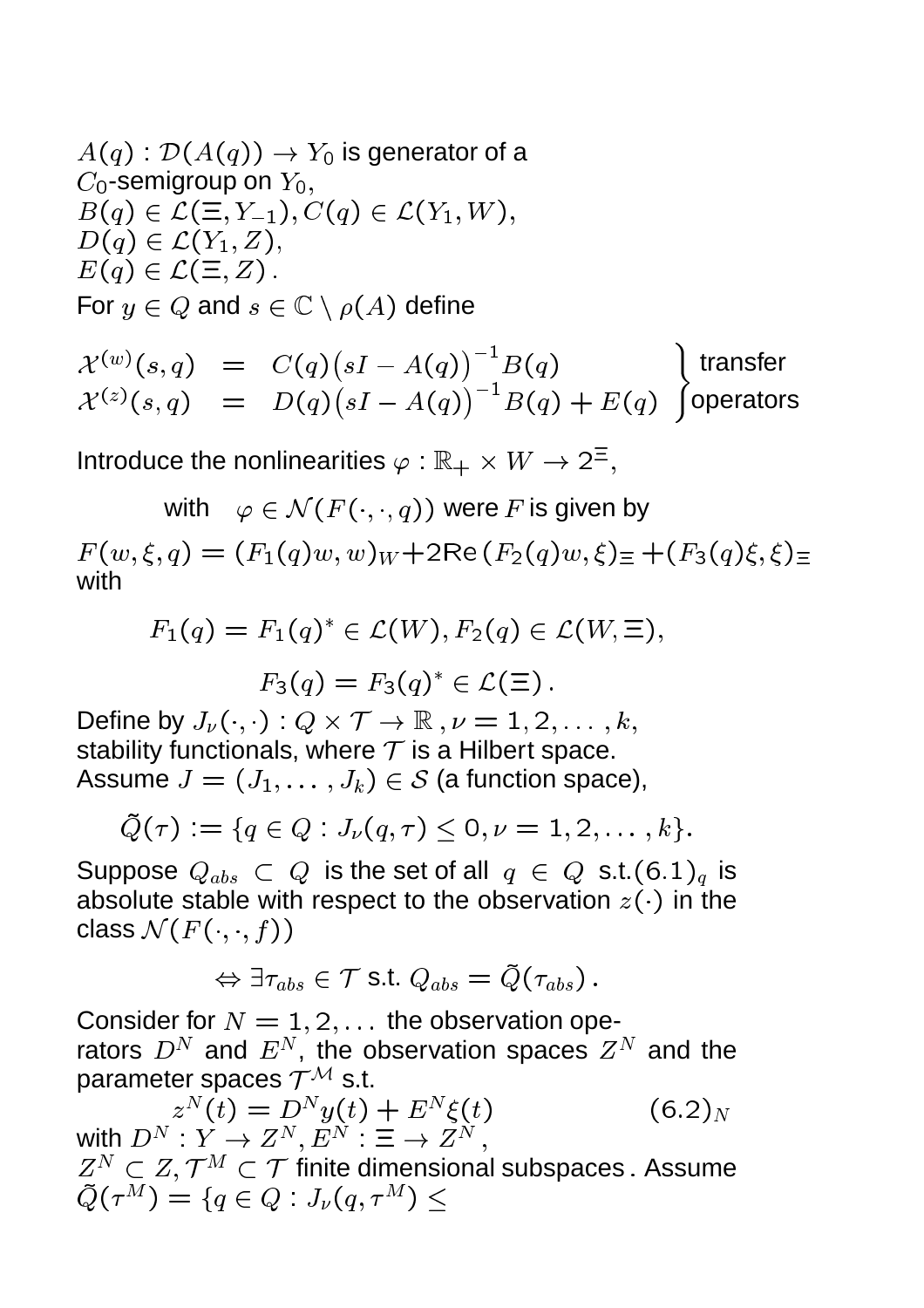$A(q) : \mathcal{D}(A(q)) \to Y_0$ is generator of a $C_0$-semigroup on $Y_0$,
$B(q) \in \mathcal{L}(\Xi, Y_{-1}), C(q) \in \mathcal{L}(Y_1, W)$,
$D(q) \in \mathcal{L}(Y_1, Z)$,
$E(q) \in \mathcal{L}(\Xi, Z)$.

For $y \in Q$ and $s \in \mathbb{C} \setminus \rho(A)$ define

$$\left.\begin{array}{rcl} \mathcal{X}^{(w)}(s,q) & = & C(q)\big(sI - A(q)\big)^{-1}B(q) \\ \mathcal{X}^{(z)}(s,q) & = & D(q)\big(sI - A(q)\big)^{-1}B(q) + E(q) \end{array}\right\} \text{transfer operators}$$

Introduce the nonlinearities $\varphi : \mathbb{R}_+ \times W \to 2^{\Xi}$,

with $\varphi \in \mathcal{N}(F(\cdot,\cdot,q))$ were $F$ is given by

$F(w,\xi,q) = (F_1(q)w,w)_W + 2\mathrm{Re}\,(F_2(q)w,\xi)_\Xi + (F_3(q)\xi,\xi)_\Xi$
with

$$F_1(q) = F_1(q)^* \in \mathcal{L}(W), F_2(q) \in \mathcal{L}(W,\Xi),$$

$$F_3(q) = F_3(q)^* \in \mathcal{L}(\Xi).$$

Define by $J_\nu(\cdot,\cdot) : Q \times \mathcal{T} \to \mathbb{R}\,, \nu = 1,2,\ldots,k,$
stability functionals, where $\mathcal{T}$ is a Hilbert space.
Assume $J = (J_1,\ldots,J_k) \in \mathcal{S}$ (a function space),

$$\tilde{Q}(\tau) := \{q \in Q : J_\nu(q,\tau) \le 0, \nu = 1,2,\ldots,k\}.$$

Suppose $Q_{abs} \subset Q$ is the set of all $q \in Q$ s.t.$(6.1)_q$ is absolute stable with respect to the observation $z(\cdot)$ in the class $\mathcal{N}(F(\cdot,\cdot,f))$

$$\Leftrightarrow \exists \tau_{abs} \in \mathcal{T} \text{ s.t. } Q_{abs} = \tilde{Q}(\tau_{abs}).$$

Consider for $N = 1,2,\ldots$ the observation operators $D^N$ and $E^N$, the observation spaces $Z^N$ and the parameter spaces $\mathcal{T}^{\mathcal{M}}$ s.t.

$$z^N(t) = D^N y(t) + E^N \xi(t) \qquad (6.2)_N$$

with $D^N : Y \to Z^N, E^N : \Xi \to Z^N$,
$Z^N \subset Z, \mathcal{T}^M \subset \mathcal{T}$ finite dimensional subspaces. Assume
$\tilde{Q}(\tau^M) = \{q \in Q : J_\nu(q,\tau^M) \le$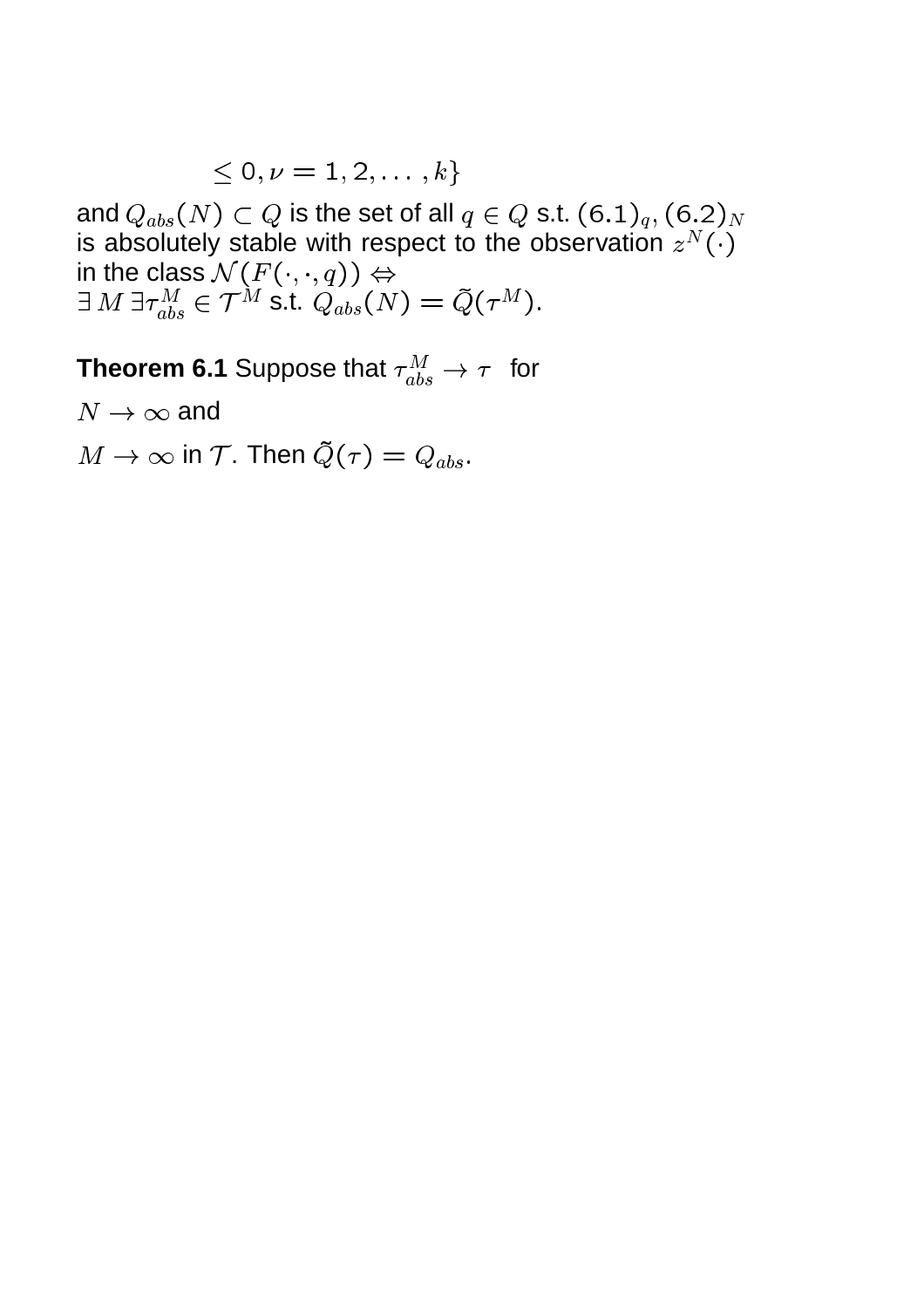$$\leq 0, \nu = 1, 2, \ldots, k\}$$

and $Q_{abs}(N) \subset Q$ is the set of all $q \in Q$ s.t. $(6.1)_q, (6.2)_N$ is absolutely stable with respect to the observation $z^N(\cdot)$ in the class $\mathcal{N}(F(\cdot, \cdot, q)) \Leftrightarrow$
$\exists\, M\; \exists \tau^M_{abs} \in \mathcal{T}^M$ s.t. $Q_{abs}(N) = \tilde{Q}(\tau^M)$.

**Theorem 6.1** Suppose that $\tau^M_{abs} \to \tau$ for

$N \to \infty$ and

$M \to \infty$ in $\mathcal{T}$. Then $\tilde{Q}(\tau) = Q_{abs}$.